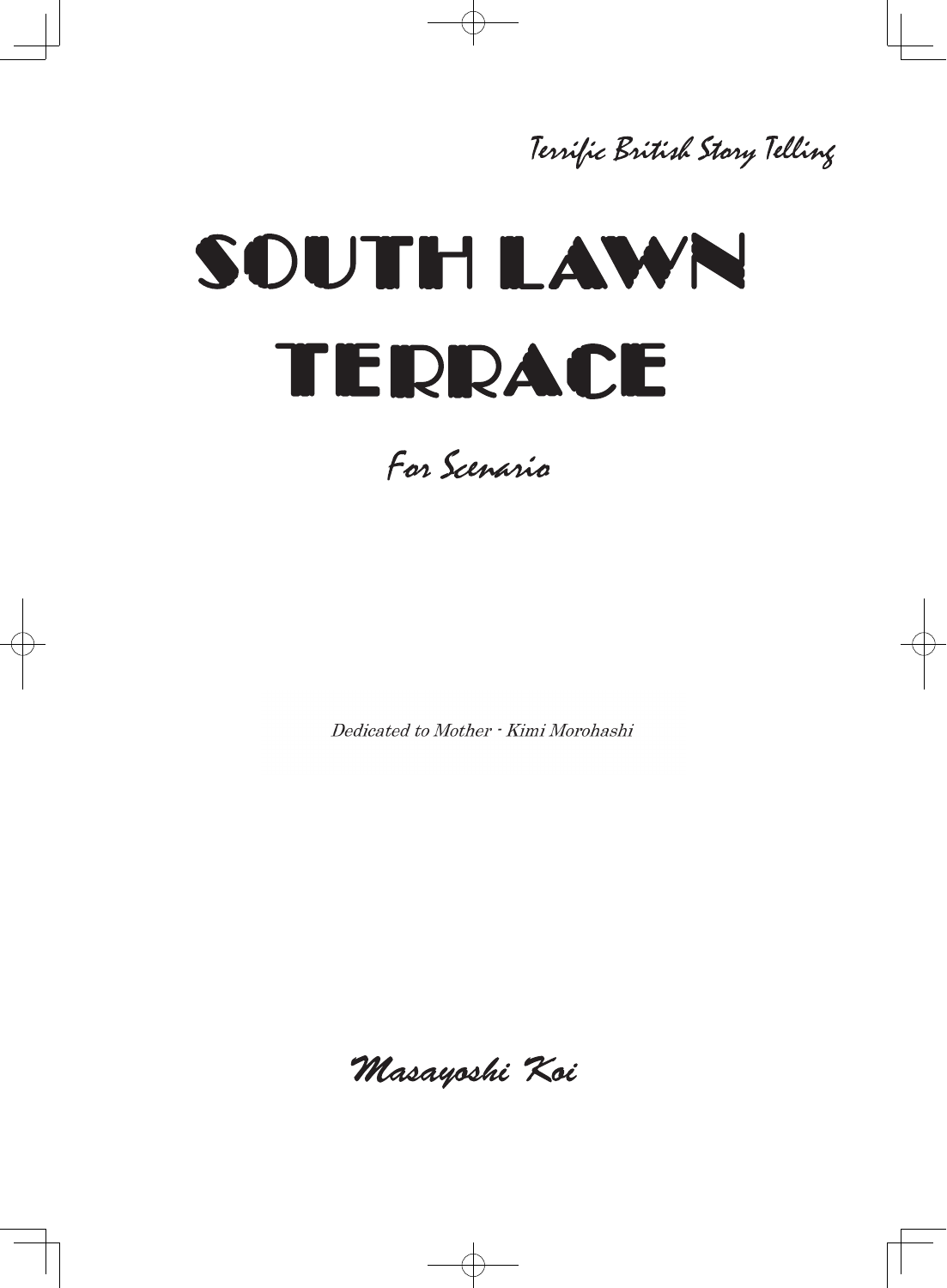*Terrific British Story Telling*

# SOUTH LAWN TERRACE

*For Scenario*

*Dedicated to Mother - Kimi Morohashi*

***Masayoshi Koi***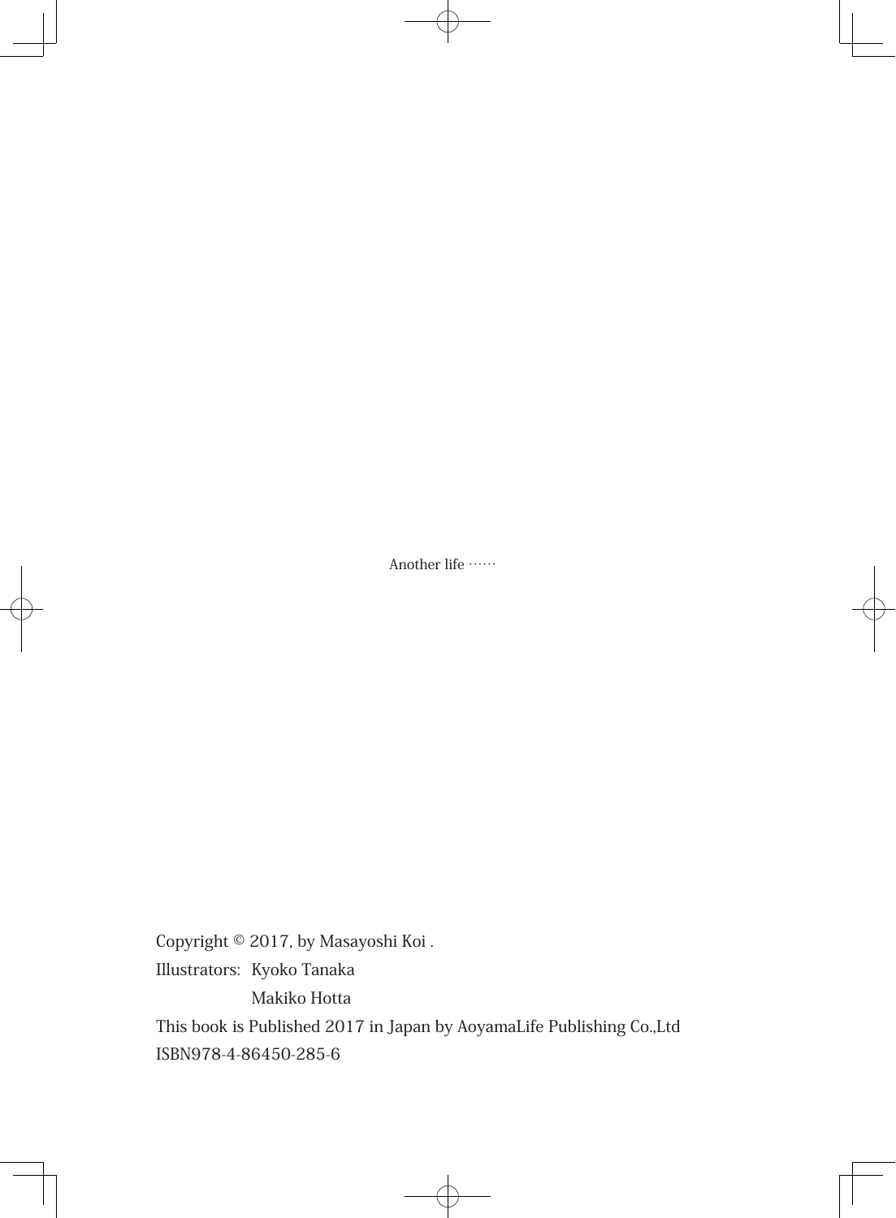Another life ……

Copyright © 2017, by Masayoshi Koi .

Illustrators: Kyoko Tanaka

Makiko Hotta

This book is Published 2017 in Japan by AoyamaLife Publishing Co.,Ltd

ISBN978-4-86450-285-6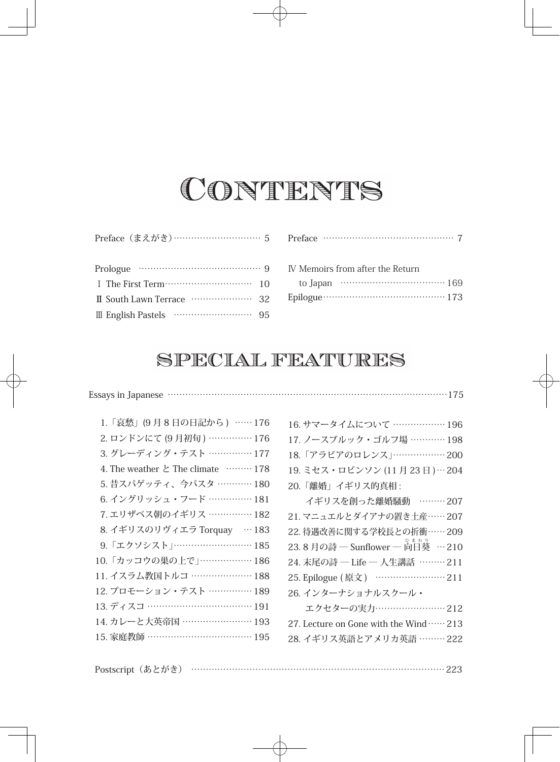# CONTENTS

Preface（まえがき）………………………… 5

Prologue …………………………………… 9

Ⅰ The First Term………………………… 10

Ⅱ South Lawn Terrace ………………… 32

Ⅲ English Pastels ……………………… 95

Preface ……………………………………… 7

Ⅳ Memoirs from after the Return to Japan ……………………………… 169

Epilogue…………………………………… 173

# SPECIAL FEATURES

Essays in Japanese ……………………………………………………………………………175

1.「哀愁」(9 月 8 日の日記から ) ……176
2. ロンドンにて (9 月初旬 ) ……………176
3. グレーディング・テスト ……………177
4. The weather と The climate ………178
5. 昔スパゲッティ、今パスタ …………180
6. イングリッシュ・フード ……………181
7. エリザベス朝のイギリス ……………182
8. イギリスのリヴィエラ Torquay …183
9.「エクソシスト」………………………185
10.「カッコウの巣の上で」………………186
11. イスラム教国トルコ …………………188
12. プロモーション・テスト ……………189
13. ディスコ ………………………………191
14. カレーと大英帝国 ……………………193
15. 家庭教師 ………………………………195
16. サマータイムについて ………………196
17. ノースブルック・ゴルフ場 …………198
18.「アラビアのロレンス」………………200
19. ミセス・ロビンソン (11 月 23 日 )…204
20.「離婚」イギリス的真相 : イギリスを創った離婚騒動 ………207
21. マニュエルとダイアナの置き土産……207
22. 待遇改善に関する学校長との折衝……209
23. 8 月の詩 — Sunflower — 向日葵（ひまわり） …210
24. 末尾の詩 — Life — 人生講話 ………211
25. Epilogue ( 原文 ) ……………………211
26. インターナショナルスクール・エクセターの実力……………………212
27. Lecture on Gone with the Wind……213
28. イギリス英語とアメリカ英語 ………222

Postscript（あとがき） ……………………………………………………………………223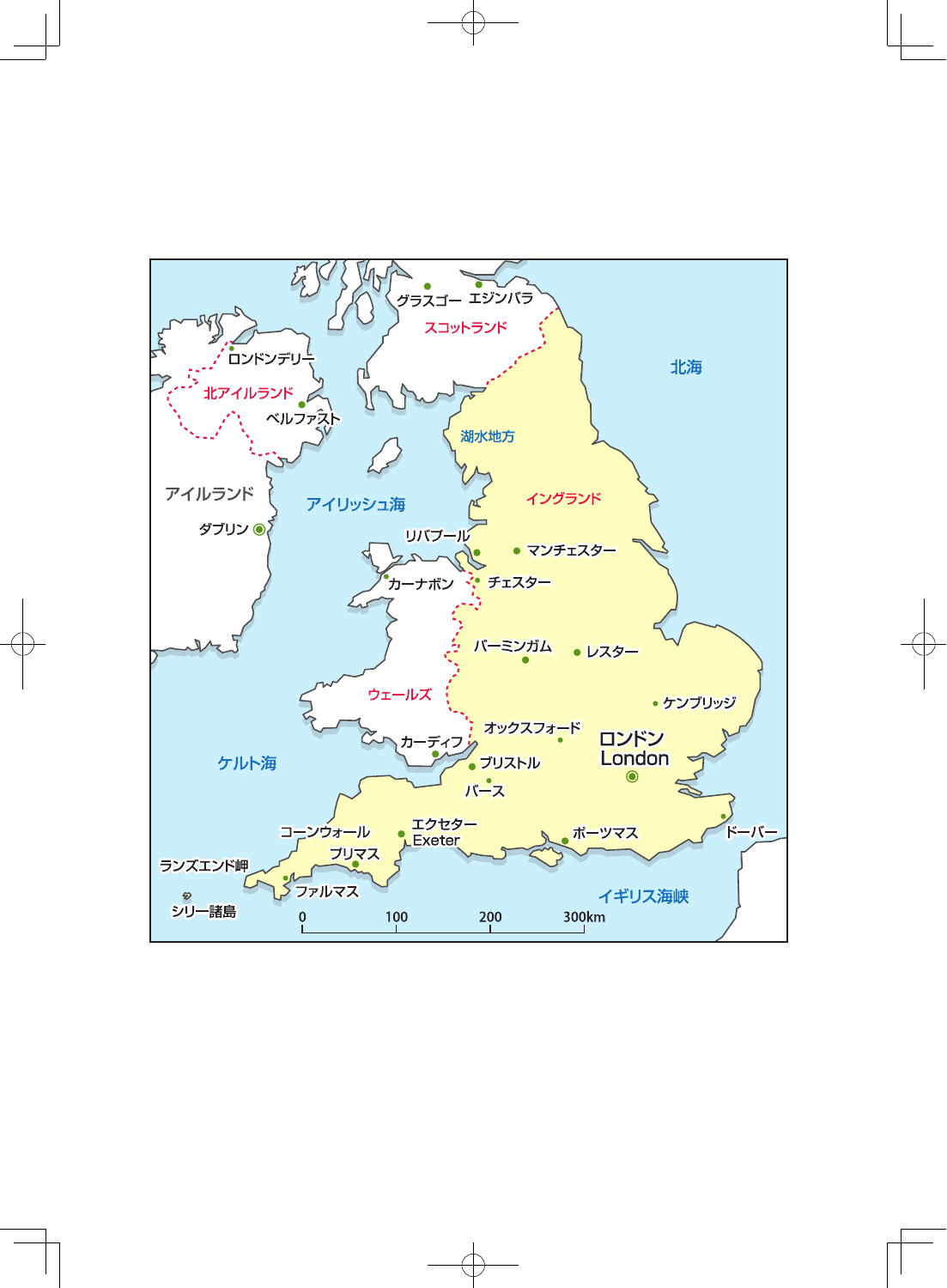グラスゴー
エジンバラ
スコットランド
ロンドンデリー
北アイルランド
ベルファスト
北海
湖水地方
アイルランド
アイリッシュ海
イングランド
ダブリン
リバプール
マンチェスター
カーナボン
チェスター
バーミンガム
レスター
ウェールズ
ケンブリッジ
オックスフォード
ロンドン
London
カーディフ
ブリストル
ケルト海
バース
エクセター
Exeter
コーンウォール
ポーツマス
ドーバー
プリマス
ランズエンド岬
ファルマス
イギリス海峡
シリー諸島
0
100
200
300km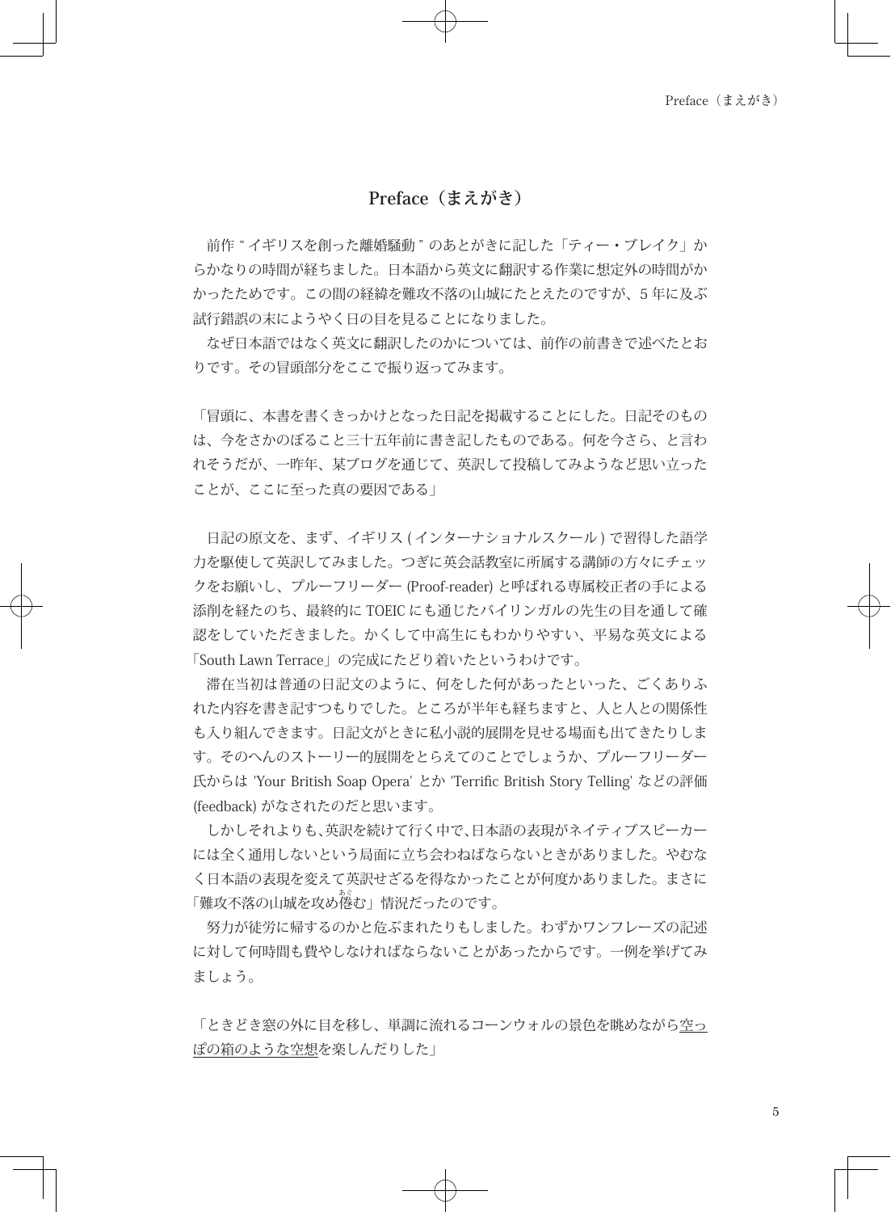# Preface（まえがき）

前作 " イギリスを創った離婚騒動 " のあとがきに記した「ティー・ブレイク」からかなりの時間が経ちました。日本語から英文に翻訳する作業に想定外の時間がかかったためです。この間の経緯を難攻不落の山城にたとえたのですが、5 年に及ぶ試行錯誤の末にようやく日の目を見ることになりました。

なぜ日本語ではなく英文に翻訳したのかについては、前作の前書きで述べたとおりです。その冒頭部分をここで振り返ってみます。

「冒頭に、本書を書くきっかけとなった日記を掲載することにした。日記そのものは、今をさかのぼること三十五年前に書き記したものである。何を今さら、と言われそうだが、一昨年、某ブログを通じて、英訳して投稿してみようなど思い立ったことが、ここに至った真の要因である」

日記の原文を、まず、イギリス ( インターナショナルスクール ) で習得した語学力を駆使して英訳してみました。つぎに英会話教室に所属する講師の方々にチェックをお願いし、プルーフリーダー (Proof-reader) と呼ばれる専属校正者の手による添削を経たのち、最終的に TOEIC にも通じたバイリンガルの先生の目を通して確認をしていただきました。かくして中高生にもわかりやすい、平易な英文による「South Lawn Terrace」の完成にたどり着いたというわけです。

滞在当初は普通の日記文のように、何をした何があったといった、ごくありふれた内容を書き記すつもりでした。ところが半年も経ちますと、人と人との関係性も入り組んできます。日記文がときに私小説的展開を見せる場面も出てきたりします。そのへんのストーリー的展開をとらえてのことでしょうか、プルーフリーダー氏からは 'Your British Soap Opera' とか 'Terrific British Story Telling' などの評価 (feedback) がなされたのだと思います。

しかしそれよりも、英訳を続けて行く中で、日本語の表現がネイティブスピーカーには全く通用しないという局面に立ち会わねばならないときがありました。やむなく日本語の表現を変えて英訳せざるを得なかったことが何度かありました。まさに「難攻不落の山城を攻め倦む」情況だったのです。

努力が徒労に帰するのかと危ぶまれたりもしました。わずかワンフレーズの記述に対して何時間も費やしなければならないことがあったからです。一例を挙げてみましょう。

「ときどき窓の外に目を移し、単調に流れるコーンウォルの景色を眺めながら<u>空っぽの箱のような空想</u>を楽しんだりした」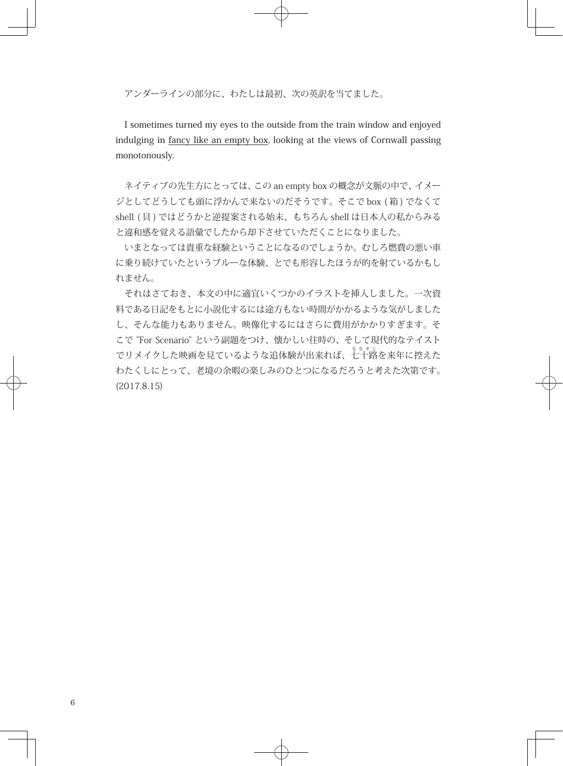アンダーラインの部分に、わたしは最初、次の英訳を当てました。

I sometimes turned my eyes to the outside from the train window and enjoyed indulging in <u>fancy like an empty box</u>, looking at the views of Cornwall passing monotonously.

ネイティブの先生方にとっては、この an empty box の概念が文脈の中で、イメージとしてどうしても頭に浮かんで来ないのだそうです。そこで box ( 箱 ) でなくて shell ( 貝 ) ではどうかと逆提案される始末、もちろん shell は日本人の私からみると違和感を覚える語彙でしたから却下させていただくことになりました。

いまとなっては貴重な経験ということになるのでしょうか。むしろ燃費の悪い車に乗り続けていたというブルーな体験、とでも形容したほうが的を射ているかもしれません。

それはさておき、本文の中に適宜いくつかのイラストを挿入しました。一次資料である日記をもとに小説化するには途方もない時間がかかるような気がしましたし、そんな能力もありません。映像化するにはさらに費用がかかりすぎます。そこで "For Scenario" という副題をつけ、懐かしい往時の、そして現代的なテイストでリメイクした映画を見ているような追体験が出来れば、七十路（ななそじ）を来年に控えたわたくしにとって、老境の余暇の楽しみのひとつになるだろうと考えた次第です。(2017.8.15)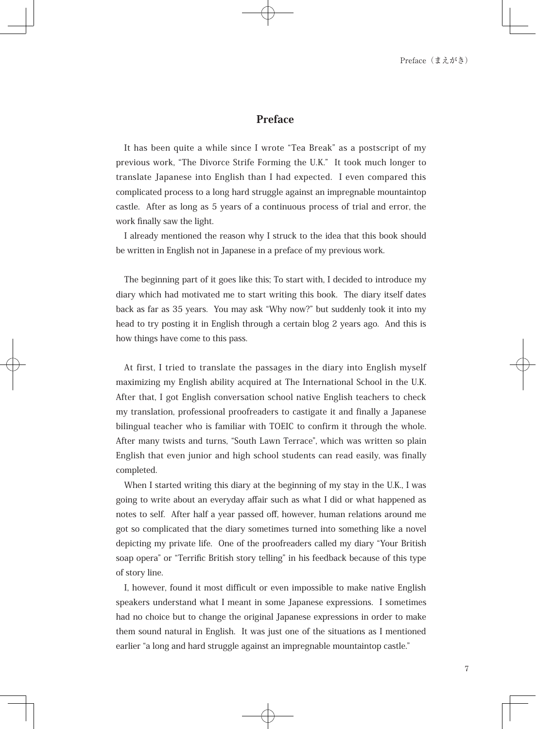# Preface

It has been quite a while since I wrote "Tea Break" as a postscript of my previous work, "The Divorce Strife Forming the U.K." It took much longer to translate Japanese into English than I had expected. I even compared this complicated process to a long hard struggle against an impregnable mountaintop castle. After as long as 5 years of a continuous process of trial and error, the work finally saw the light.

I already mentioned the reason why I struck to the idea that this book should be written in English not in Japanese in a preface of my previous work.

The beginning part of it goes like this; To start with, I decided to introduce my diary which had motivated me to start writing this book. The diary itself dates back as far as 35 years. You may ask "Why now?" but suddenly took it into my head to try posting it in English through a certain blog 2 years ago. And this is how things have come to this pass.

At first, I tried to translate the passages in the diary into English myself maximizing my English ability acquired at The International School in the U.K. After that, I got English conversation school native English teachers to check my translation, professional proofreaders to castigate it and finally a Japanese bilingual teacher who is familiar with TOEIC to confirm it through the whole. After many twists and turns, "South Lawn Terrace", which was written so plain English that even junior and high school students can read easily, was finally completed.

When I started writing this diary at the beginning of my stay in the U.K., I was going to write about an everyday affair such as what I did or what happened as notes to self. After half a year passed off, however, human relations around me got so complicated that the diary sometimes turned into something like a novel depicting my private life. One of the proofreaders called my diary "Your British soap opera" or "Terrific British story telling" in his feedback because of this type of story line.

I, however, found it most difficult or even impossible to make native English speakers understand what I meant in some Japanese expressions. I sometimes had no choice but to change the original Japanese expressions in order to make them sound natural in English. It was just one of the situations as I mentioned earlier "a long and hard struggle against an impregnable mountaintop castle."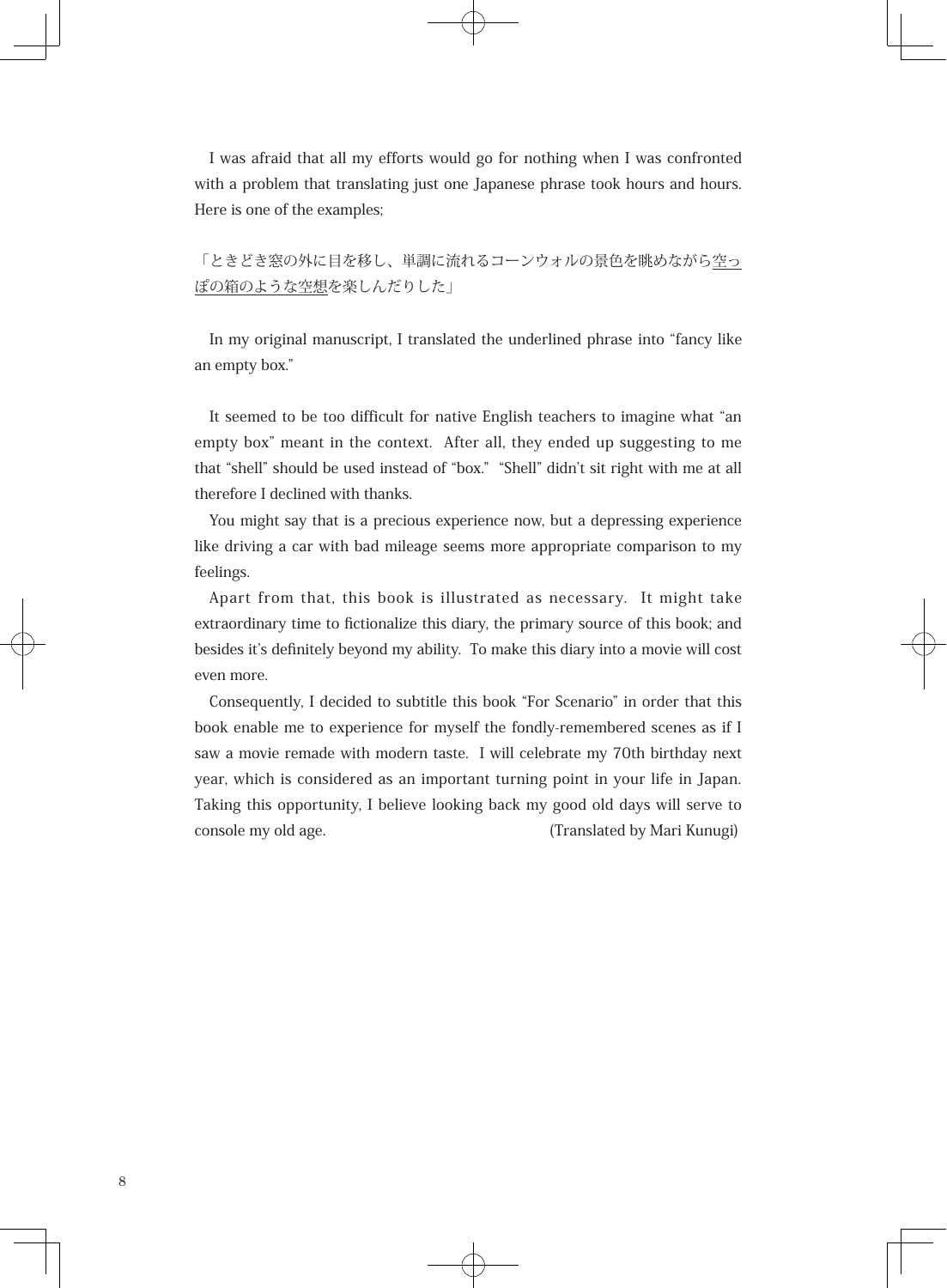I was afraid that all my efforts would go for nothing when I was confronted with a problem that translating just one Japanese phrase took hours and hours. Here is one of the examples;

「ときどき窓の外に目を移し、単調に流れるコーンウォルの景色を眺めながら<u>空っぽの箱のような空想</u>を楽しんだりした」

In my original manuscript, I translated the underlined phrase into "fancy like an empty box."

It seemed to be too difficult for native English teachers to imagine what "an empty box" meant in the context. After all, they ended up suggesting to me that "shell" should be used instead of "box." "Shell" didn't sit right with me at all therefore I declined with thanks.

You might say that is a precious experience now, but a depressing experience like driving a car with bad mileage seems more appropriate comparison to my feelings.

Apart from that, this book is illustrated as necessary. It might take extraordinary time to fictionalize this diary, the primary source of this book; and besides it's definitely beyond my ability. To make this diary into a movie will cost even more.

Consequently, I decided to subtitle this book "For Scenario" in order that this book enable me to experience for myself the fondly-remembered scenes as if I saw a movie remade with modern taste. I will celebrate my 70th birthday next year, which is considered as an important turning point in your life in Japan. Taking this opportunity, I believe looking back my good old days will serve to console my old age. (Translated by Mari Kunugi)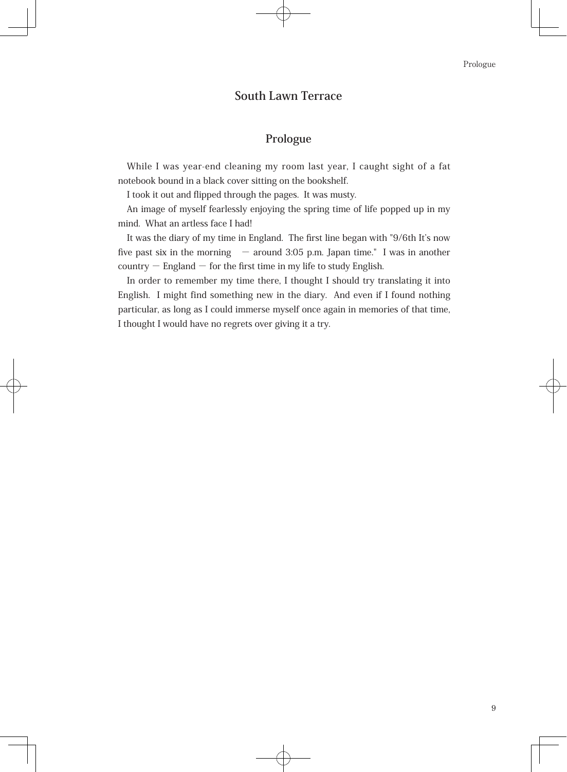# South Lawn Terrace

## Prologue

While I was year-end cleaning my room last year, I caught sight of a fat notebook bound in a black cover sitting on the bookshelf.

I took it out and flipped through the pages. It was musty.

An image of myself fearlessly enjoying the spring time of life popped up in my mind. What an artless face I had!

It was the diary of my time in England. The first line began with "9/6th It's now five past six in the morning — around 3:05 p.m. Japan time." I was in another country — England — for the first time in my life to study English.

In order to remember my time there, I thought I should try translating it into English. I might find something new in the diary. And even if I found nothing particular, as long as I could immerse myself once again in memories of that time, I thought I would have no regrets over giving it a try.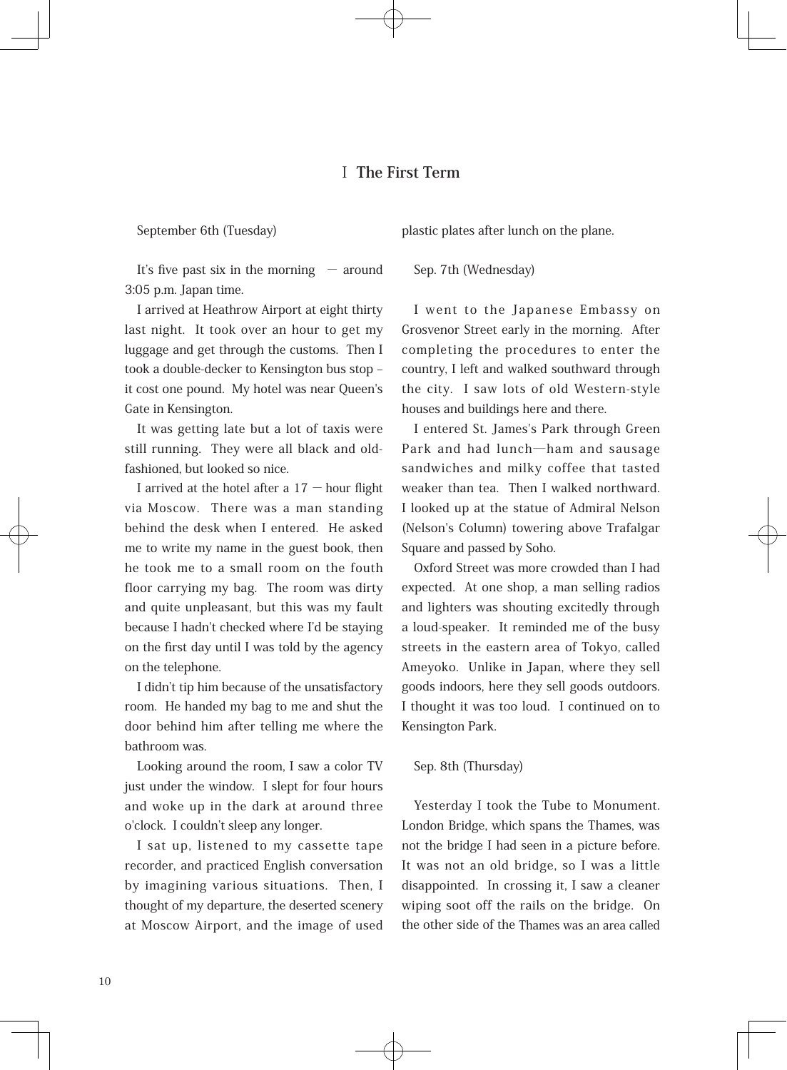# I The First Term

September 6th (Tuesday)

It's five past six in the morning — around 3:05 p.m. Japan time.

I arrived at Heathrow Airport at eight thirty last night. It took over an hour to get my luggage and get through the customs. Then I took a double-decker to Kensington bus stop – it cost one pound. My hotel was near Queen's Gate in Kensington.

It was getting late but a lot of taxis were still running. They were all black and old-fashioned, but looked so nice.

I arrived at the hotel after a 17 – hour flight via Moscow. There was a man standing behind the desk when I entered. He asked me to write my name in the guest book, then he took me to a small room on the fouth floor carrying my bag. The room was dirty and quite unpleasant, but this was my fault because I hadn't checked where I'd be staying on the first day until I was told by the agency on the telephone.

I didn't tip him because of the unsatisfactory room. He handed my bag to me and shut the door behind him after telling me where the bathroom was.

Looking around the room, I saw a color TV just under the window. I slept for four hours and woke up in the dark at around three o'clock. I couldn't sleep any longer.

I sat up, listened to my cassette tape recorder, and practiced English conversation by imagining various situations. Then, I thought of my departure, the deserted scenery at Moscow Airport, and the image of used plastic plates after lunch on the plane.

Sep. 7th (Wednesday)

I went to the Japanese Embassy on Grosvenor Street early in the morning. After completing the procedures to enter the country, I left and walked southward through the city. I saw lots of old Western-style houses and buildings here and there.

I entered St. James's Park through Green Park and had lunch—ham and sausage sandwiches and milky coffee that tasted weaker than tea. Then I walked northward. I looked up at the statue of Admiral Nelson (Nelson's Column) towering above Trafalgar Square and passed by Soho.

Oxford Street was more crowded than I had expected. At one shop, a man selling radios and lighters was shouting excitedly through a loud-speaker. It reminded me of the busy streets in the eastern area of Tokyo, called Ameyoko. Unlike in Japan, where they sell goods indoors, here they sell goods outdoors. I thought it was too loud. I continued on to Kensington Park.

Sep. 8th (Thursday)

Yesterday I took the Tube to Monument. London Bridge, which spans the Thames, was not the bridge I had seen in a picture before. It was not an old bridge, so I was a little disappointed. In crossing it, I saw a cleaner wiping soot off the rails on the bridge. On the other side of the Thames was an area called